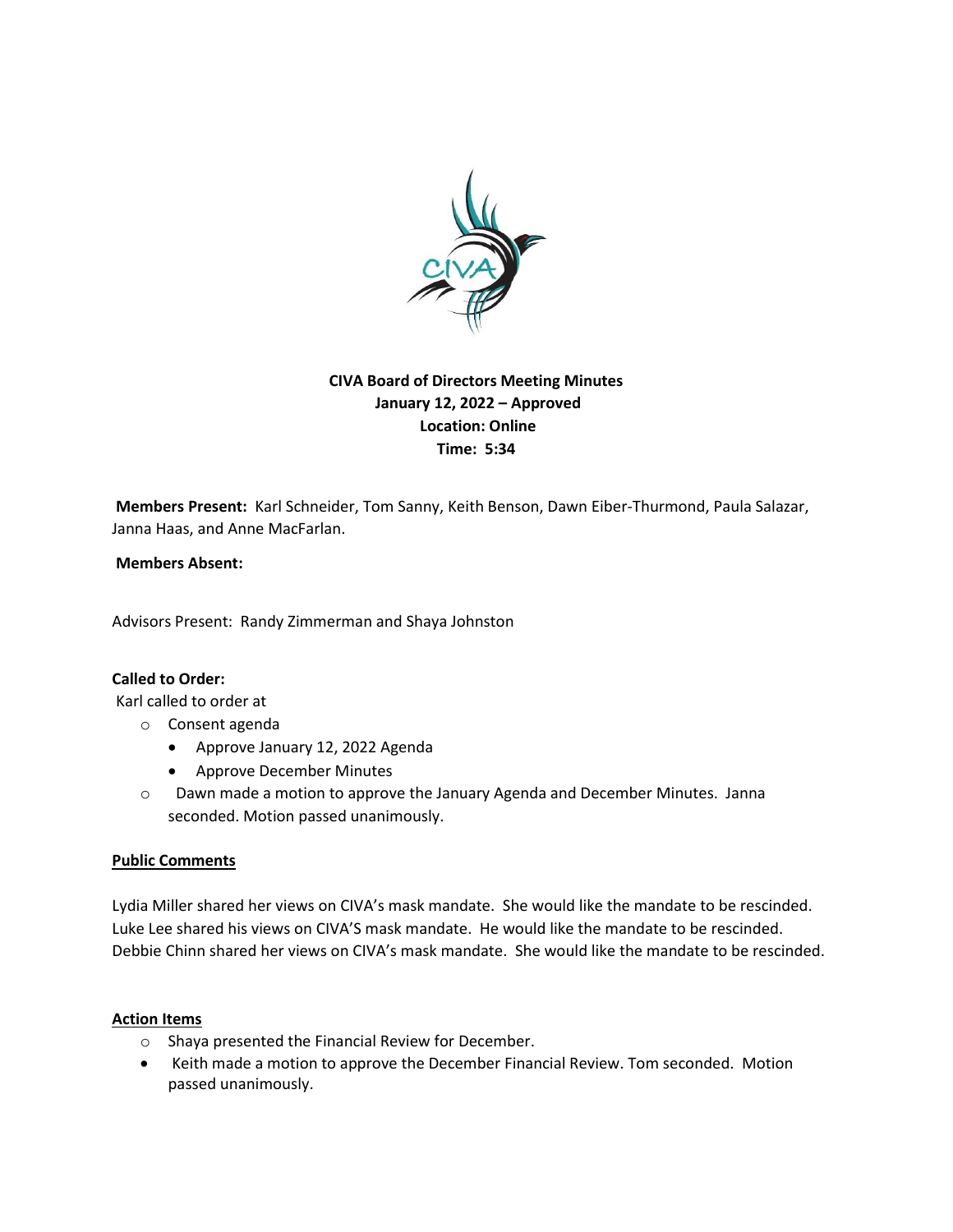**CIVA Board of Directors Meeting Minutes**
**January 12, 2022 – Approved**
**Location: Online**
**Time: 5:34**

**Members Present:** Karl Schneider, Tom Sanny, Keith Benson, Dawn Eiber-Thurmond, Paula Salazar, Janna Haas, and Anne MacFarlan.

**Members Absent:**

Advisors Present: Randy Zimmerman and Shaya Johnston

**Called to Order:**

Karl called to order at

- Consent agenda
  - Approve January 12, 2022 Agenda
  - Approve December Minutes
- Dawn made a motion to approve the January Agenda and December Minutes. Janna seconded. Motion passed unanimously.

**Public Comments**

Lydia Miller shared her views on CIVA's mask mandate. She would like the mandate to be rescinded.
Luke Lee shared his views on CIVA'S mask mandate. He would like the mandate to be rescinded.
Debbie Chinn shared her views on CIVA's mask mandate. She would like the mandate to be rescinded.

**Action Items**

- Shaya presented the Financial Review for December.
- Keith made a motion to approve the December Financial Review. Tom seconded. Motion passed unanimously.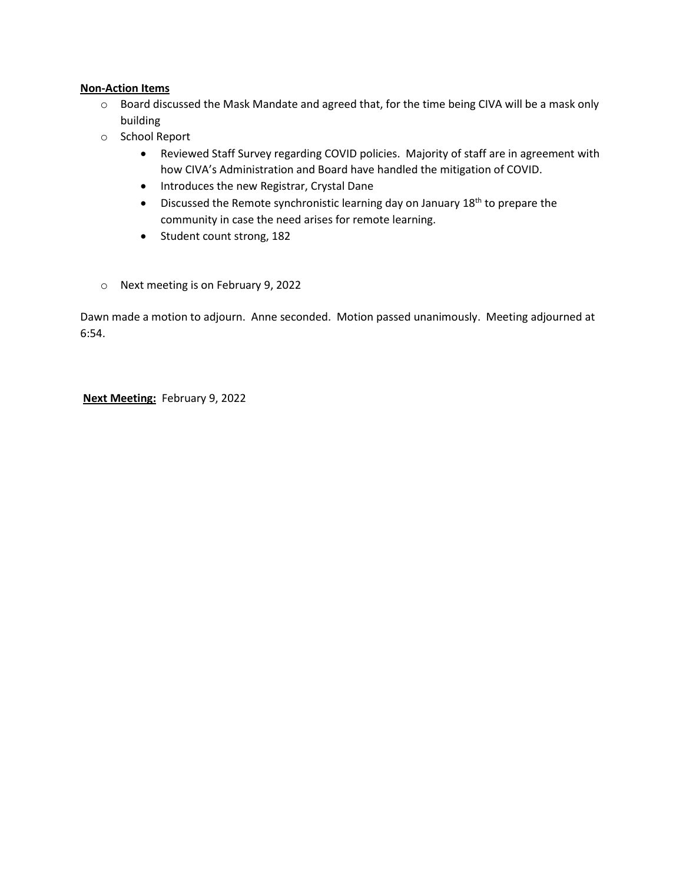**Non-Action Items**

- Board discussed the Mask Mandate and agreed that, for the time being CIVA will be a mask only building
- School Report
    - Reviewed Staff Survey regarding COVID policies. Majority of staff are in agreement with how CIVA's Administration and Board have handled the mitigation of COVID.
    - Introduces the new Registrar, Crystal Dane
    - Discussed the Remote synchronistic learning day on January 18th to prepare the community in case the need arises for remote learning.
    - Student count strong, 182
- Next meeting is on February 9, 2022

Dawn made a motion to adjourn. Anne seconded. Motion passed unanimously. Meeting adjourned at 6:54.

**Next Meeting:** February 9, 2022